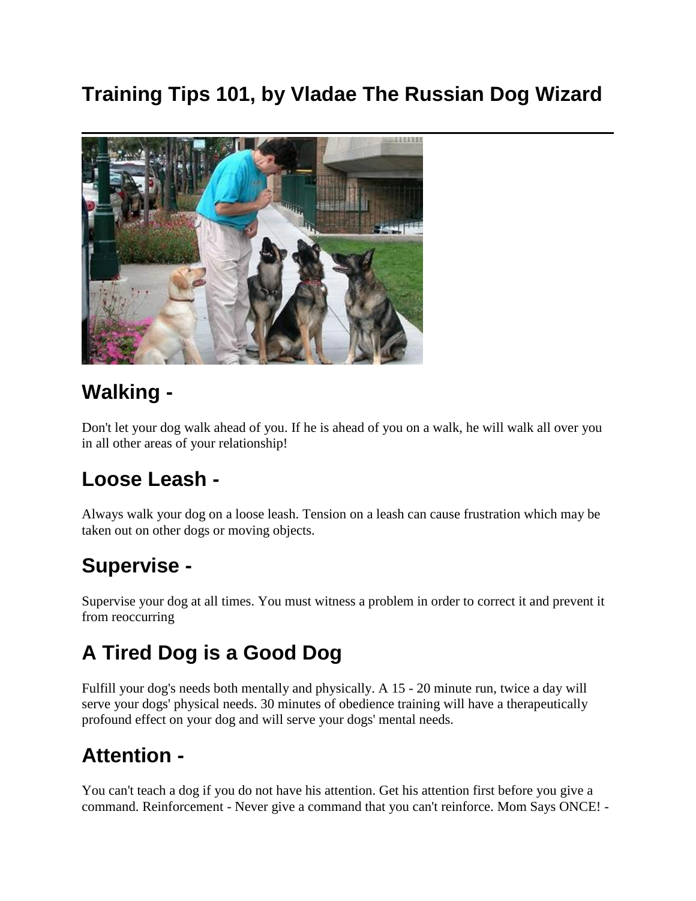# Training Tips 101, by Vladae The Russian Dog Wizard

## Walking -

Don't let your dog walk ahead of you. If he is ahead of you on a walk, he will walk all over you in all other areas of your relationship!

## Loose Leash -

Always walk your dog on a loose leash. Tension on a leash can cause frustration which may be taken out on other dogs or moving objects.

## Supervise -

Supervise your dog at all times. You must witness a problem in order to correct it and prevent it from reoccurring

## A Tired Dog is a Good Dog

Fulfill your dog's needs both mentally and physically. A 15 - 20 minute run, twice a day will serve your dogs' physical needs. 30 minutes of obedience training will have a therapeutically profound effect on your dog and will serve your dogs' mental needs.

## Attention -

You can't teach a dog if you do not have his attention. Get his attention first before you give a command. Reinforcement - Never give a command that you can't reinforce. Mom Says ONCE! -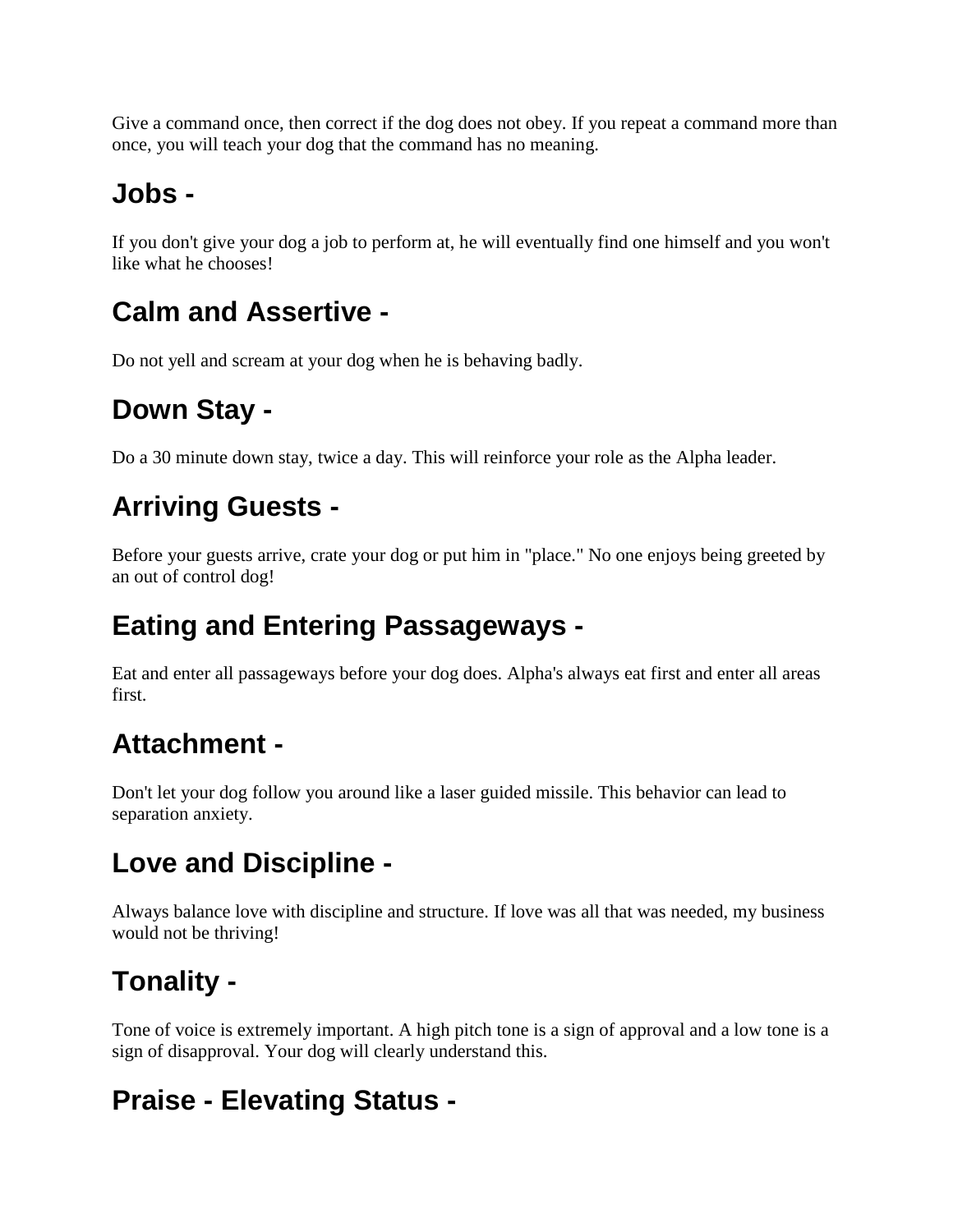Give a command once, then correct if the dog does not obey. If you repeat a command more than once, you will teach your dog that the command has no meaning.

## Jobs -

If you don't give your dog a job to perform at, he will eventually find one himself and you won't like what he chooses!

## Calm and Assertive -

Do not yell and scream at your dog when he is behaving badly.

## Down Stay -

Do a 30 minute down stay, twice a day. This will reinforce your role as the Alpha leader.

## Arriving Guests -

Before your guests arrive, crate your dog or put him in "place." No one enjoys being greeted by an out of control dog!

## Eating and Entering Passageways -

Eat and enter all passageways before your dog does. Alpha's always eat first and enter all areas first.

## Attachment -

Don't let your dog follow you around like a laser guided missile. This behavior can lead to separation anxiety.

## Love and Discipline -

Always balance love with discipline and structure. If love was all that was needed, my business would not be thriving!

## Tonality -

Tone of voice is extremely important. A high pitch tone is a sign of approval and a low tone is a sign of disapproval. Your dog will clearly understand this.

## Praise - Elevating Status -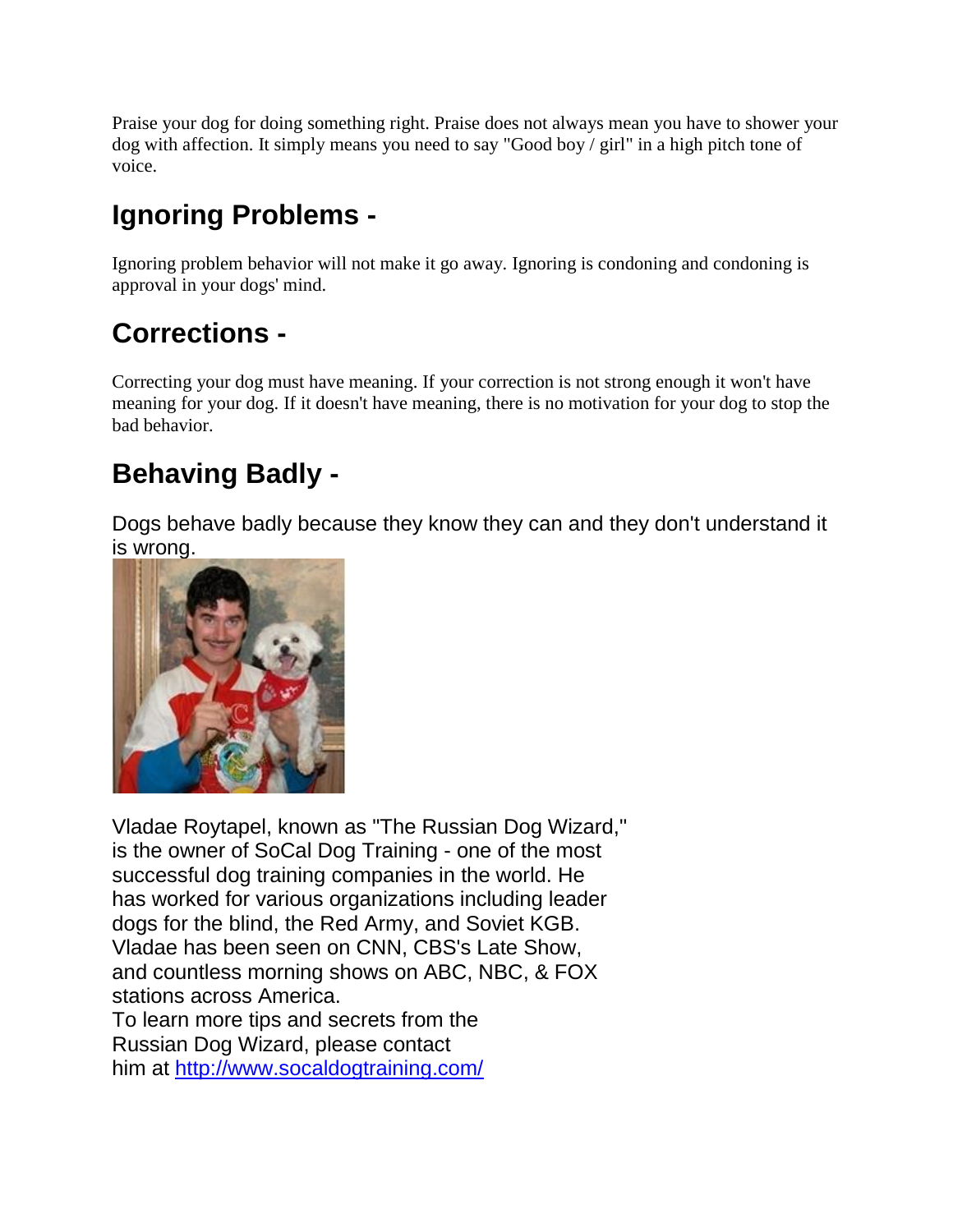Praise your dog for doing something right. Praise does not always mean you have to shower your dog with affection. It simply means you need to say "Good boy / girl" in a high pitch tone of voice.

## Ignoring Problems -

Ignoring problem behavior will not make it go away. Ignoring is condoning and condoning is approval in your dogs' mind.

## Corrections -

Correcting your dog must have meaning. If your correction is not strong enough it won't have meaning for your dog. If it doesn't have meaning, there is no motivation for your dog to stop the bad behavior.

## Behaving Badly -

Dogs behave badly because they know they can and they don't understand it is wrong.

Vladae Roytapel, known as "The Russian Dog Wizard," is the owner of SoCal Dog Training - one of the most successful dog training companies in the world. He has worked for various organizations including leader dogs for the blind, the Red Army, and Soviet KGB. Vladae has been seen on CNN, CBS's Late Show, and countless morning shows on ABC, NBC, & FOX stations across America.

To learn more tips and secrets from the Russian Dog Wizard, please contact him at http://www.socaldogtraining.com/